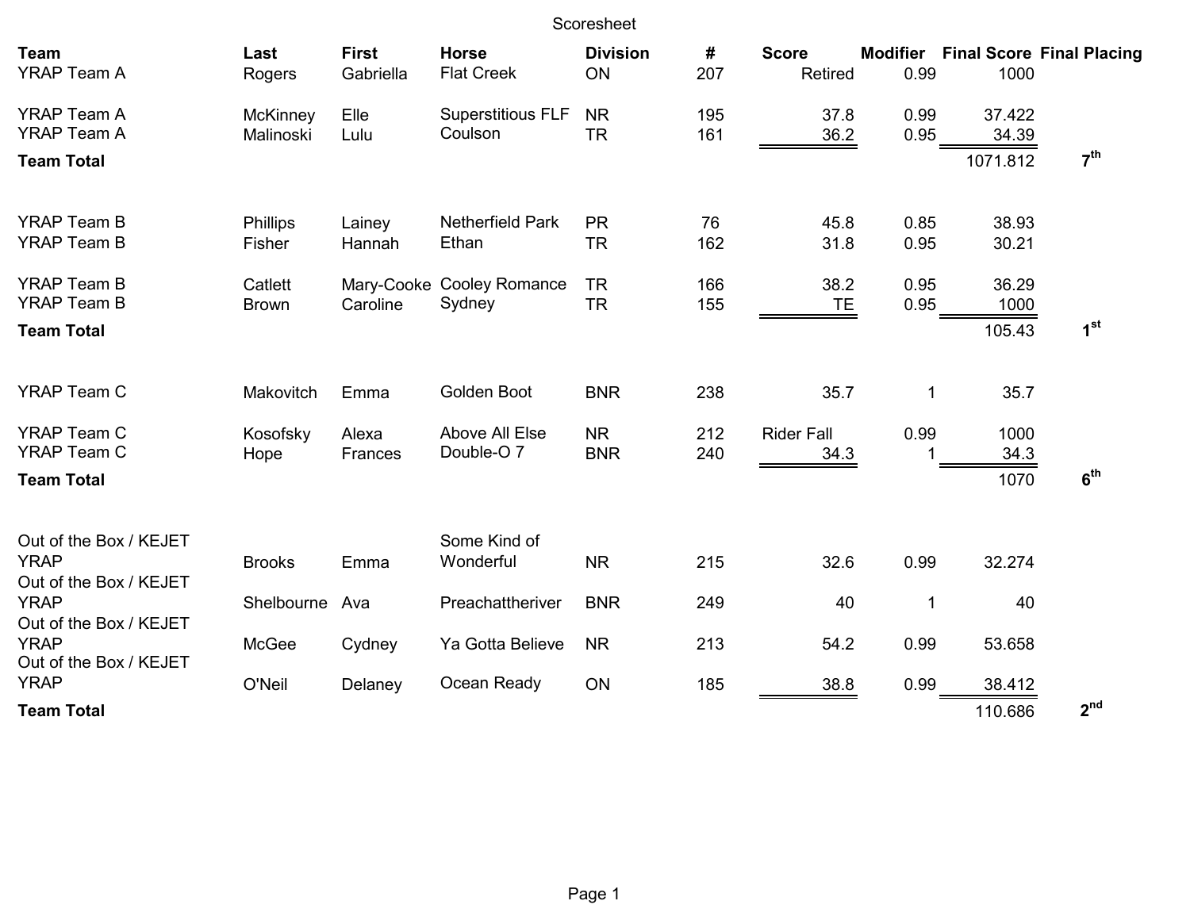Scoresheet

| Team | Last | First | Horse | Division | # | Score | Modifier | Final Score | Final Placing |
|---|---|---|---|---|---|---|---|---|---|
| YRAP Team A | Rogers | Gabriella | Flat Creek | ON | 207 | Retired | 0.99 | 1000 | |
| | | | | | | | | | |
| YRAP Team A | McKinney | Elle | Superstitious FLF | NR | 195 | 37.8 | 0.99 | 37.422 | |
| YRAP Team A | Malinoski | Lulu | Coulson | TR | 161 | 36.2 | 0.95 | 34.39 | |
| **Team Total** | | | | | | | | 1071.812 | **7th** |
| | | | | | | | | | |
| YRAP Team B | Phillips | Lainey | Netherfield Park | PR | 76 | 45.8 | 0.85 | 38.93 | |
| YRAP Team B | Fisher | Hannah | Ethan | TR | 162 | 31.8 | 0.95 | 30.21 | |
| | | | | | | | | | |
| YRAP Team B | Catlett | Mary-Cooke | Cooley Romance | TR | 166 | 38.2 | 0.95 | 36.29 | |
| YRAP Team B | Brown | Caroline | Sydney | TR | 155 | TE | 0.95 | 1000 | |
| **Team Total** | | | | | | | | 105.43 | **1st** |
| | | | | | | | | | |
| YRAP Team C | Makovitch | Emma | Golden Boot | BNR | 238 | 35.7 | 1 | 35.7 | |
| | | | | | | | | | |
| YRAP Team C | Kosofsky | Alexa | Above All Else | NR | 212 | Rider Fall | 0.99 | 1000 | |
| YRAP Team C | Hope | Frances | Double-O 7 | BNR | 240 | 34.3 | 1 | 34.3 | |
| **Team Total** | | | | | | | | 1070 | **6th** |
| | | | | | | | | | |
| Out of the Box / KEJET YRAP | Brooks | Emma | Some Kind of Wonderful | NR | 215 | 32.6 | 0.99 | 32.274 | |
| Out of the Box / KEJET YRAP | Shelbourne | Ava | Preachattheriver | BNR | 249 | 40 | 1 | 40 | |
| Out of the Box / KEJET YRAP | McGee | Cydney | Ya Gotta Believe | NR | 213 | 54.2 | 0.99 | 53.658 | |
| Out of the Box / KEJET YRAP | O'Neil | Delaney | Ocean Ready | ON | 185 | 38.8 | 0.99 | 38.412 | |
| **Team Total** | | | | | | | | 110.686 | **2nd** |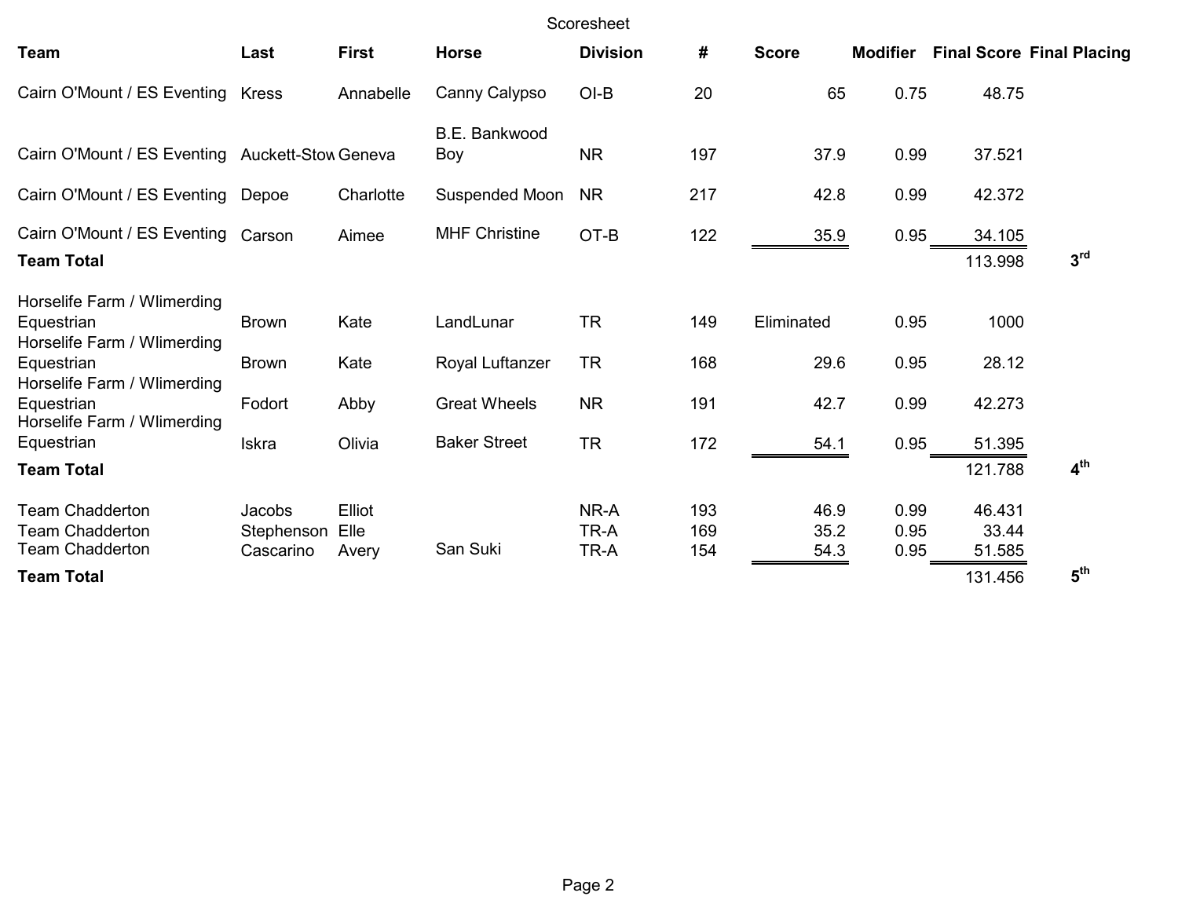Scoresheet

| Team | Last | First | Horse | Division | # | Score | Modifier | Final Score | Final Placing |
|---|---|---|---|---|---|---|---|---|---|
| Cairn O'Mount / ES Eventing | Kress | Annabelle | Canny Calypso | OI-B | 20 | 65 | 0.75 | 48.75 | |
| Cairn O'Mount / ES Eventing | Auckett-Stow | Geneva | B.E. Bankwood Boy | NR | 197 | 37.9 | 0.99 | 37.521 | |
| Cairn O'Mount / ES Eventing | Depoe | Charlotte | Suspended Moon | NR | 217 | 42.8 | 0.99 | 42.372 | |
| Cairn O'Mount / ES Eventing | Carson | Aimee | MHF Christine | OT-B | 122 | 35.9 | 0.95 | 34.105 | |
| **Team Total** | | | | | | | | 113.998 | **3rd** |
| Horselife Farm / Wlimerding Equestrian | Brown | Kate | LandLunar | TR | 149 | Eliminated | 0.95 | 1000 | |
| Horselife Farm / Wlimerding Equestrian | Brown | Kate | Royal Luftanzer | TR | 168 | 29.6 | 0.95 | 28.12 | |
| Horselife Farm / Wlimerding Equestrian | Fodort | Abby | Great Wheels | NR | 191 | 42.7 | 0.99 | 42.273 | |
| Horselife Farm / Wlimerding Equestrian | Iskra | Olivia | Baker Street | TR | 172 | 54.1 | 0.95 | 51.395 | |
| **Team Total** | | | | | | | | 121.788 | **4th** |
| Team Chadderton | Jacobs | Elliot | | NR-A | 193 | 46.9 | 0.99 | 46.431 | |
| Team Chadderton | Stephenson | Elle | | TR-A | 169 | 35.2 | 0.95 | 33.44 | |
| Team Chadderton | Cascarino | Avery | San Suki | TR-A | 154 | 54.3 | 0.95 | 51.585 | |
| **Team Total** | | | | | | | | 131.456 | **5th** |